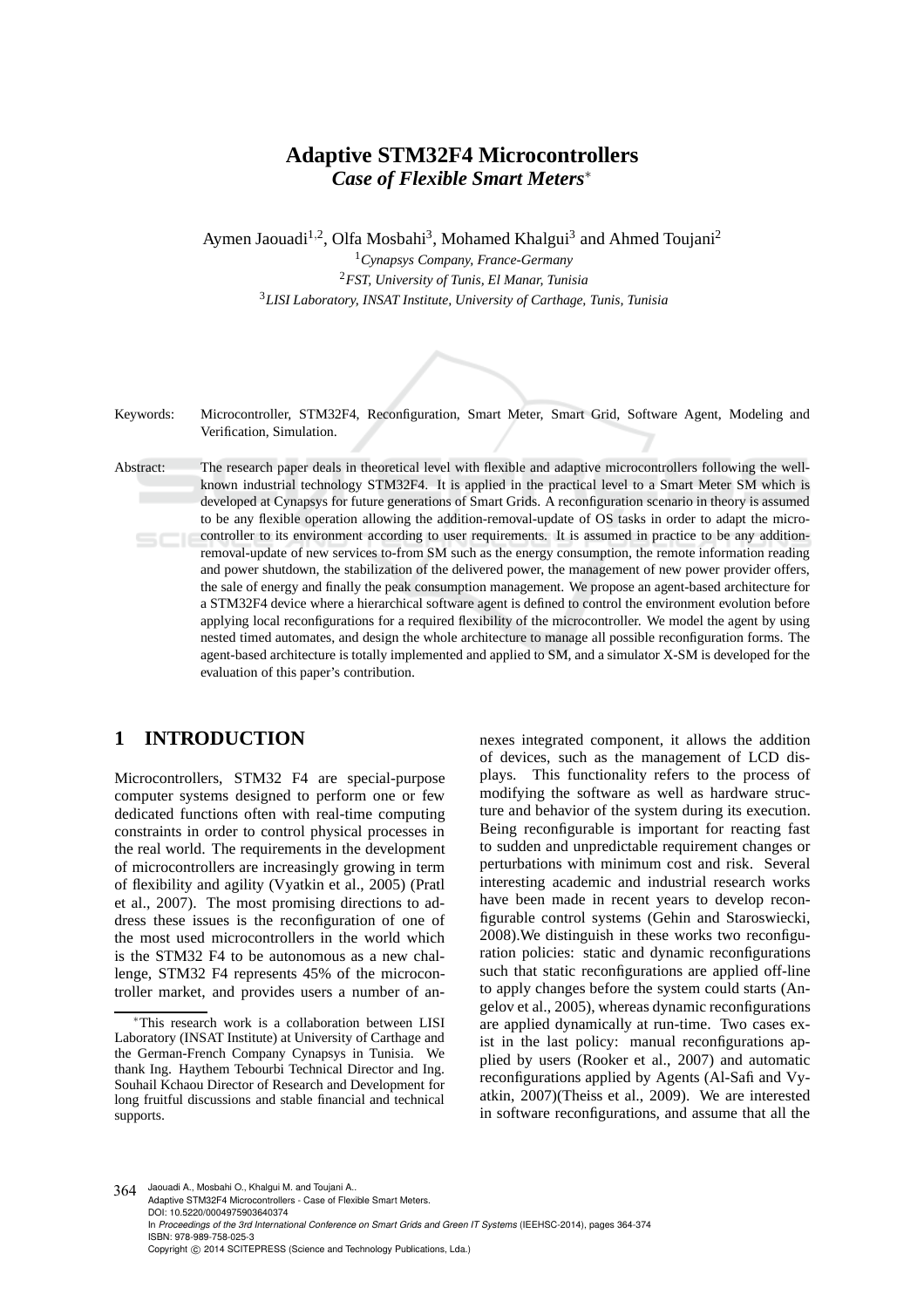# Adaptive STM32F4 Microcontrollers

## *Case of Flexible Smart Meters*[*]

Aymen Jaouadi[1,2], Olfa Mosbahi[3], Mohamed Khalgui[3] and Ahmed Toujani[2]

[1]*Cynapsys Company, France-Germany*
[2]*FST, University of Tunis, El Manar, Tunisia*
[3]*LISI Laboratory, INSAT Institute, University of Carthage, Tunis, Tunisia*

Keywords: Microcontroller, STM32F4, Reconfiguration, Smart Meter, Smart Grid, Software Agent, Modeling and Verification, Simulation.

Abstract: The research paper deals in theoretical level with flexible and adaptive microcontrollers following the well-known industrial technology STM32F4. It is applied in the practical level to a Smart Meter SM which is developed at Cynapsys for future generations of Smart Grids. A reconfiguration scenario in theory is assumed to be any flexible operation allowing the addition-removal-update of OS tasks in order to adapt the microcontroller to its environment according to user requirements. It is assumed in practice to be any addition-removal-update of new services to-from SM such as the energy consumption, the remote information reading and power shutdown, the stabilization of the delivered power, the management of new power provider offers, the sale of energy and finally the peak consumption management. We propose an agent-based architecture for a STM32F4 device where a hierarchical software agent is defined to control the environment evolution before applying local reconfigurations for a required flexibility of the microcontroller. We model the agent by using nested timed automates, and design the whole architecture to manage all possible reconfiguration forms. The agent-based architecture is totally implemented and applied to SM, and a simulator X-SM is developed for the evaluation of this paper's contribution.

## 1 INTRODUCTION

Microcontrollers, STM32 F4 are special-purpose computer systems designed to perform one or few dedicated functions often with real-time computing constraints in order to control physical processes in the real world. The requirements in the development of microcontrollers are increasingly growing in term of flexibility and agility (Vyatkin et al., 2005) (Pratl et al., 2007). The most promising directions to address these issues is the reconfiguration of one of the most used microcontrollers in the world which is the STM32 F4 to be autonomous as a new challenge, STM32 F4 represents 45% of the microcontroller market, and provides users a number of annexes integrated component, it allows the addition of devices, such as the management of LCD displays. This functionality refers to the process of modifying the software as well as hardware structure and behavior of the system during its execution. Being reconfigurable is important for reacting fast to sudden and unpredictable requirement changes or perturbations with minimum cost and risk. Several interesting academic and industrial research works have been made in recent years to develop reconfigurable control systems (Gehin and Staroswiecki, 2008).We distinguish in these works two reconfiguration policies: static and dynamic reconfigurations such that static reconfigurations are applied off-line to apply changes before the system could starts (Angelov et al., 2005), whereas dynamic reconfigurations are applied dynamically at run-time. Two cases exist in the last policy: manual reconfigurations applied by users (Rooker et al., 2007) and automatic reconfigurations applied by Agents (Al-Safi and Vyatkin, 2007)(Theiss et al., 2009). We are interested in software reconfigurations, and assume that all the

[*]This research work is a collaboration between LISI Laboratory (INSAT Institute) at University of Carthage and the German-French Company Cynapsys in Tunisia. We thank Ing. Haythem Tebourbi Technical Director and Ing. Souhail Kchaou Director of Research and Development for long fruitful discussions and stable financial and technical supports.

Jaouadi A., Mosbahi O., Khalgui M. and Toujani A..
Adaptive STM32F4 Microcontrollers - Case of Flexible Smart Meters.
DOI: 10.5220/0004975903640374
In *Proceedings of the 3rd International Conference on Smart Grids and Green IT Systems* (IEEHSC-2014), pages 364-374
ISBN: 978-989-758-025-3
Copyright © 2014 SCITEPRESS (Science and Technology Publications, Lda.)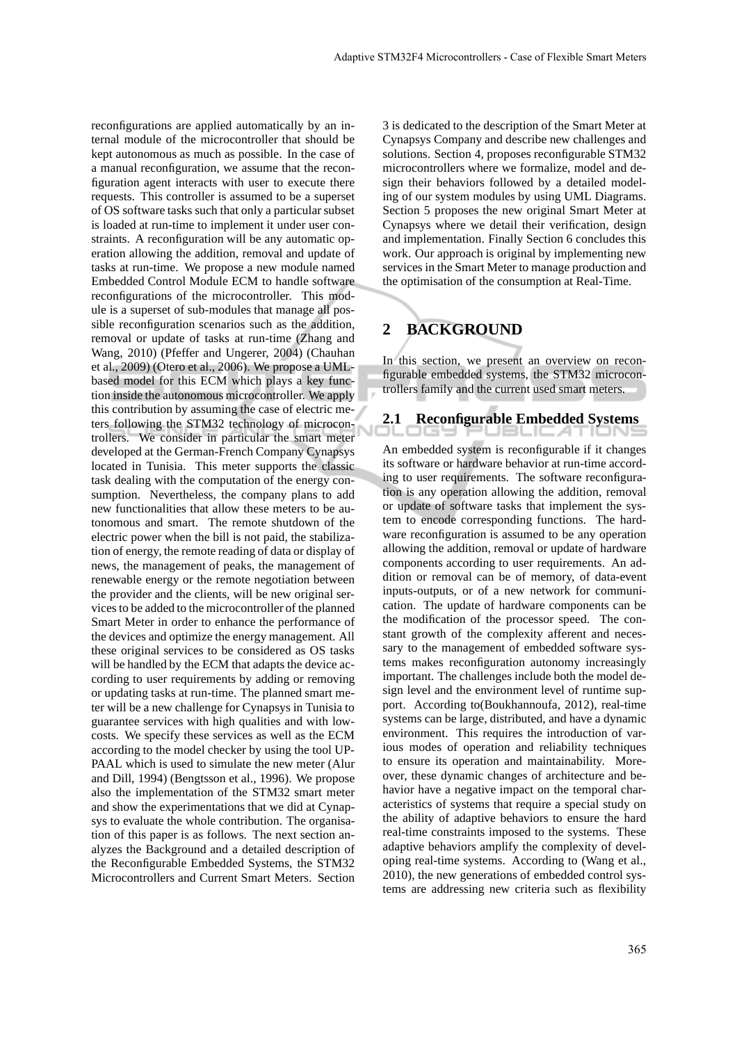reconfigurations are applied automatically by an internal module of the microcontroller that should be kept autonomous as much as possible. In the case of a manual reconfiguration, we assume that the reconfiguration agent interacts with user to execute there requests. This controller is assumed to be a superset of OS software tasks such that only a particular subset is loaded at run-time to implement it under user constraints. A reconfiguration will be any automatic operation allowing the addition, removal and update of tasks at run-time. We propose a new module named Embedded Control Module ECM to handle software reconfigurations of the microcontroller. This module is a superset of sub-modules that manage all possible reconfiguration scenarios such as the addition, removal or update of tasks at run-time (Zhang and Wang, 2010) (Pfeffer and Ungerer, 2004) (Chauhan et al., 2009) (Otero et al., 2006). We propose a UML-based model for this ECM which plays a key function inside the autonomous microcontroller. We apply this contribution by assuming the case of electric meters following the STM32 technology of microcontrollers. We consider in particular the smart meter developed at the German-French Company Cynapsys located in Tunisia. This meter supports the classic task dealing with the computation of the energy consumption. Nevertheless, the company plans to add new functionalities that allow these meters to be autonomous and smart. The remote shutdown of the electric power when the bill is not paid, the stabilization of energy, the remote reading of data or display of news, the management of peaks, the management of renewable energy or the remote negotiation between the provider and the clients, will be new original services to be added to the microcontroller of the planned Smart Meter in order to enhance the performance of the devices and optimize the energy management. All these original services to be considered as OS tasks will be handled by the ECM that adapts the device according to user requirements by adding or removing or updating tasks at run-time. The planned smart meter will be a new challenge for Cynapsys in Tunisia to guarantee services with high qualities and with low-costs. We specify these services as well as the ECM according to the model checker by using the tool UPPAAL which is used to simulate the new meter (Alur and Dill, 1994) (Bengtsson et al., 1996). We propose also the implementation of the STM32 smart meter and show the experimentations that we did at Cynapsys to evaluate the whole contribution. The organisation of this paper is as follows. The next section analyzes the Background and a detailed description of the Reconfigurable Embedded Systems, the STM32 Microcontrollers and Current Smart Meters. Section 3 is dedicated to the description of the Smart Meter at Cynapsys Company and describe new challenges and solutions. Section 4, proposes reconfigurable STM32 microcontrollers where we formalize, model and design their behaviors followed by a detailed modeling of our system modules by using UML Diagrams. Section 5 proposes the new original Smart Meter at Cynapsys where we detail their verification, design and implementation. Finally Section 6 concludes this work. Our approach is original by implementing new services in the Smart Meter to manage production and the optimisation of the consumption at Real-Time.

# 2 BACKGROUND

In this section, we present an overview on reconfigurable embedded systems, the STM32 microcontrollers family and the current used smart meters.

## 2.1 Reconfigurable Embedded Systems

An embedded system is reconfigurable if it changes its software or hardware behavior at run-time according to user requirements. The software reconfiguration is any operation allowing the addition, removal or update of software tasks that implement the system to encode corresponding functions. The hardware reconfiguration is assumed to be any operation allowing the addition, removal or update of hardware components according to user requirements. An addition or removal can be of memory, of data-event inputs-outputs, or of a new network for communication. The update of hardware components can be the modification of the processor speed. The constant growth of the complexity afferent and necessary to the management of embedded software systems makes reconfiguration autonomy increasingly important. The challenges include both the model design level and the environment level of runtime support. According to(Boukhannoufa, 2012), real-time systems can be large, distributed, and have a dynamic environment. This requires the introduction of various modes of operation and reliability techniques to ensure its operation and maintainability. Moreover, these dynamic changes of architecture and behavior have a negative impact on the temporal characteristics of systems that require a special study on the ability of adaptive behaviors to ensure the hard real-time constraints imposed to the systems. These adaptive behaviors amplify the complexity of developing real-time systems. According to (Wang et al., 2010), the new generations of embedded control systems are addressing new criteria such as flexibility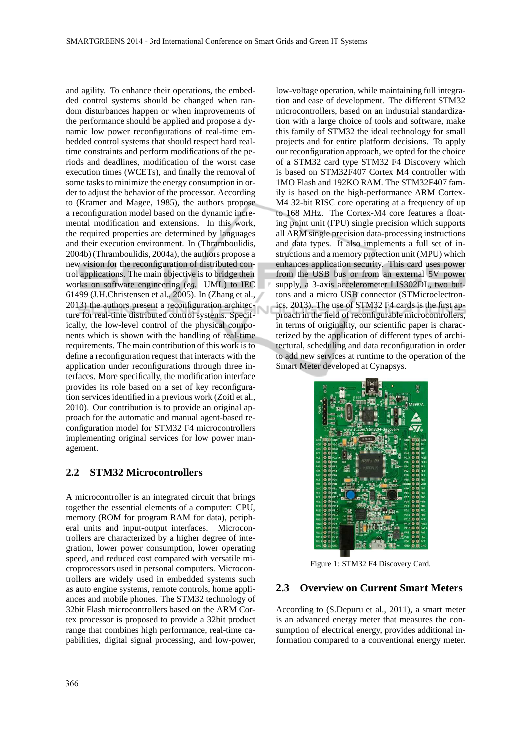and agility. To enhance their operations, the embedded control systems should be changed when random disturbances happen or when improvements of the performance should be applied and propose a dynamic low power reconfigurations of real-time embedded control systems that should respect hard real-time constraints and perform modifications of the periods and deadlines, modification of the worst case execution times (WCETs), and finally the removal of some tasks to minimize the energy consumption in order to adjust the behavior of the processor. According to (Kramer and Magee, 1985), the authors propose a reconfiguration model based on the dynamic incremental modification and extensions. In this work, the required properties are determined by languages and their execution environment. In (Thramboulidis, 2004b) (Thramboulidis, 2004a), the authors propose a new vision for the reconfiguration of distributed control applications. The main objective is to bridge their works on software engineering (*eg.* UML) to IEC 61499 (J.H.Christensen et al., 2005). In (Zhang et al., 2013) the authors present a reconfiguration architecture for real-time distributed control systems. Specifically, the low-level control of the physical components which is shown with the handling of real-time requirements. The main contribution of this work is to define a reconfiguration request that interacts with the application under reconfigurations through three interfaces. More specifically, the modification interface provides its role based on a set of key reconfiguration services identified in a previous work (Zoitl et al., 2010). Our contribution is to provide an original approach for the automatic and manual agent-based reconfiguration model for STM32 F4 microcontrollers implementing original services for low power management.

## 2.2 STM32 Microcontrollers

A microcontroller is an integrated circuit that brings together the essential elements of a computer: CPU, memory (ROM for program RAM for data), peripheral units and input-output interfaces. Microcontrollers are characterized by a higher degree of integration, lower power consumption, lower operating speed, and reduced cost compared with versatile microprocessors used in personal computers. Microcontrollers are widely used in embedded systems such as auto engine systems, remote controls, home appliances and mobile phones. The STM32 technology of 32bit Flash microcontrollers based on the ARM Cortex processor is proposed to provide a 32bit product range that combines high performance, real-time capabilities, digital signal processing, and low-power, low-voltage operation, while maintaining full integration and ease of development. The different STM32 microcontrollers, based on an industrial standardization with a large choice of tools and software, make this family of STM32 the ideal technology for small projects and for entire platform decisions. To apply our reconfiguration approach, we opted for the choice of a STM32 card type STM32 F4 Discovery which is based on STM32F407 Cortex M4 controller with 1MO Flash and 192KO RAM. The STM32F407 family is based on the high-performance ARM Cortex-M4 32-bit RISC core operating at a frequency of up to 168 MHz. The Cortex-M4 core features a floating point unit (FPU) single precision which supports all ARM single precision data-processing instructions and data types. It also implements a full set of instructions and a memory protection unit (MPU) which enhances application security. This card uses power from the USB bus or from an external 5V power supply, a 3-axis accelerometer LIS302DL, two buttons and a micro USB connector (STMicroelectronics, 2013). The use of STM32 F4 cards is the first approach in the field of reconfigurable microcontrollers, in terms of originality, our scientific paper is characterized by the application of different types of architectural, scheduling and data reconfiguration in order to add new services at runtime to the operation of the Smart Meter developed at Cynapsys.

Figure 1: STM32 F4 Discovery Card.

## 2.3 Overview on Current Smart Meters

According to (S.Depuru et al., 2011), a smart meter is an advanced energy meter that measures the consumption of electrical energy, provides additional information compared to a conventional energy meter.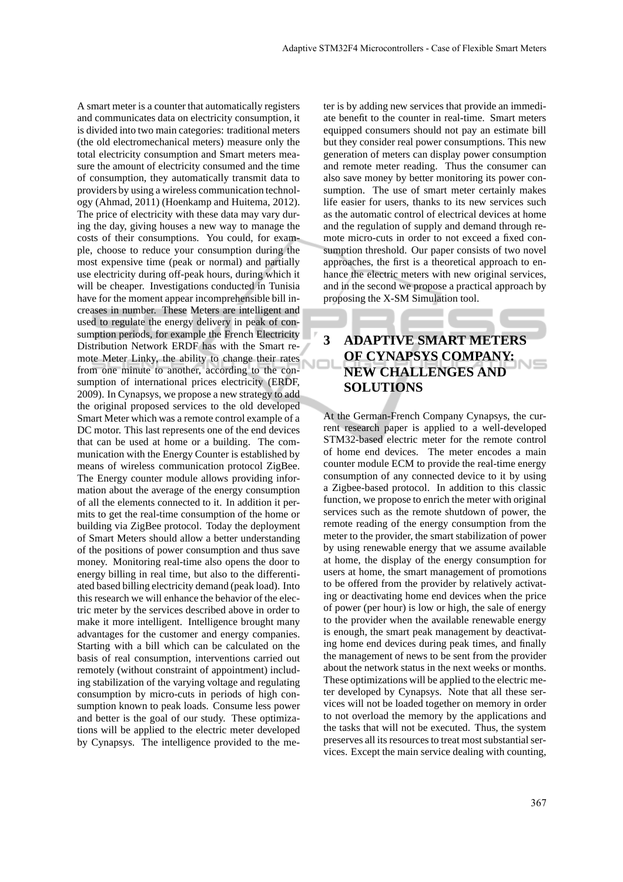A smart meter is a counter that automatically registers and communicates data on electricity consumption, it is divided into two main categories: traditional meters (the old electromechanical meters) measure only the total electricity consumption and Smart meters measure the amount of electricity consumed and the time of consumption, they automatically transmit data to providers by using a wireless communication technology (Ahmad, 2011) (Hoenkamp and Huitema, 2012). The price of electricity with these data may vary during the day, giving houses a new way to manage the costs of their consumptions. You could, for example, choose to reduce your consumption during the most expensive time (peak or normal) and partially use electricity during off-peak hours, during which it will be cheaper. Investigations conducted in Tunisia have for the moment appear incomprehensible bill increases in number. These Meters are intelligent and used to regulate the energy delivery in peak of consumption periods, for example the French Electricity Distribution Network ERDF has with the Smart remote Meter Linky, the ability to change their rates from one minute to another, according to the consumption of international prices electricity (ERDF, 2009). In Cynapsys, we propose a new strategy to add the original proposed services to the old developed Smart Meter which was a remote control example of a DC motor. This last represents one of the end devices that can be used at home or a building. The communication with the Energy Counter is established by means of wireless communication protocol ZigBee. The Energy counter module allows providing information about the average of the energy consumption of all the elements connected to it. In addition it permits to get the real-time consumption of the home or building via ZigBee protocol. Today the deployment of Smart Meters should allow a better understanding of the positions of power consumption and thus save money. Monitoring real-time also opens the door to energy billing in real time, but also to the differentiated based billing electricity demand (peak load). Into this research we will enhance the behavior of the electric meter by the services described above in order to make it more intelligent. Intelligence brought many advantages for the customer and energy companies. Starting with a bill which can be calculated on the basis of real consumption, interventions carried out remotely (without constraint of appointment) including stabilization of the varying voltage and regulating consumption by micro-cuts in periods of high consumption known to peak loads. Consume less power and better is the goal of our study. These optimizations will be applied to the electric meter developed by Cynapsys. The intelligence provided to the meter is by adding new services that provide an immediate benefit to the counter in real-time. Smart meters equipped consumers should not pay an estimate bill but they consider real power consumptions. This new generation of meters can display power consumption and remote meter reading. Thus the consumer can also save money by better monitoring its power consumption. The use of smart meter certainly makes life easier for users, thanks to its new services such as the automatic control of electrical devices at home and the regulation of supply and demand through remote micro-cuts in order to not exceed a fixed consumption threshold. Our paper consists of two novel approaches, the first is a theoretical approach to enhance the electric meters with new original services, and in the second we propose a practical approach by proposing the X-SM Simulation tool.

## 3 ADAPTIVE SMART METERS OF CYNAPSYS COMPANY: NEW CHALLENGES AND SOLUTIONS

At the German-French Company Cynapsys, the current research paper is applied to a well-developed STM32-based electric meter for the remote control of home end devices. The meter encodes a main counter module ECM to provide the real-time energy consumption of any connected device to it by using a Zigbee-based protocol. In addition to this classic function, we propose to enrich the meter with original services such as the remote shutdown of power, the remote reading of the energy consumption from the meter to the provider, the smart stabilization of power by using renewable energy that we assume available at home, the display of the energy consumption for users at home, the smart management of promotions to be offered from the provider by relatively activating or deactivating home end devices when the price of power (per hour) is low or high, the sale of energy to the provider when the available renewable energy is enough, the smart peak management by deactivating home end devices during peak times, and finally the management of news to be sent from the provider about the network status in the next weeks or months. These optimizations will be applied to the electric meter developed by Cynapsys. Note that all these services will not be loaded together on memory in order to not overload the memory by the applications and the tasks that will not be executed. Thus, the system preserves all its resources to treat most substantial services. Except the main service dealing with counting,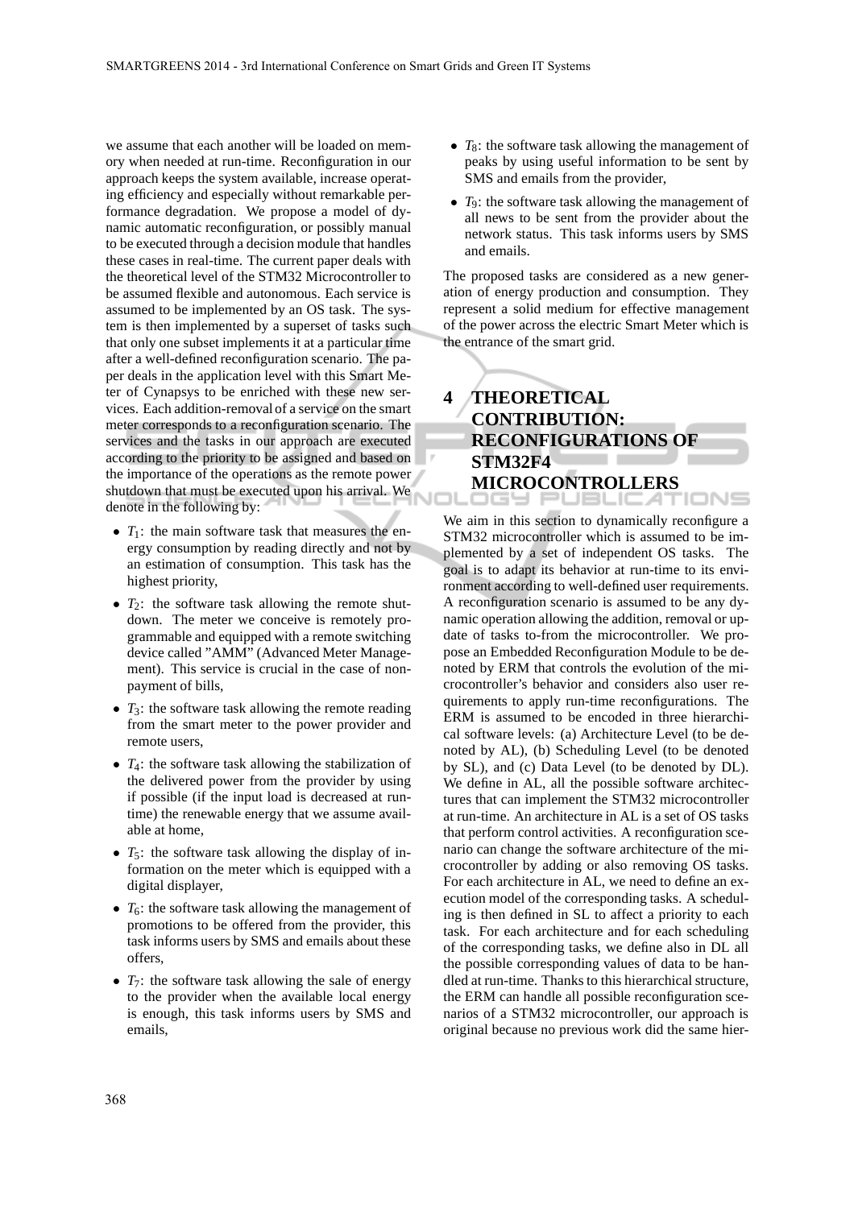we assume that each another will be loaded on memory when needed at run-time. Reconfiguration in our approach keeps the system available, increase operating efficiency and especially without remarkable performance degradation. We propose a model of dynamic automatic reconfiguration, or possibly manual to be executed through a decision module that handles these cases in real-time. The current paper deals with the theoretical level of the STM32 Microcontroller to be assumed flexible and autonomous. Each service is assumed to be implemented by an OS task. The system is then implemented by a superset of tasks such that only one subset implements it at a particular time after a well-defined reconfiguration scenario. The paper deals in the application level with this Smart Meter of Cynapsys to be enriched with these new services. Each addition-removal of a service on the smart meter corresponds to a reconfiguration scenario. The services and the tasks in our approach are executed according to the priority to be assigned and based on the importance of the operations as the remote power shutdown that must be executed upon his arrival. We denote in the following by:

- $T_1$: the main software task that measures the energy consumption by reading directly and not by an estimation of consumption. This task has the highest priority,
- $T_2$: the software task allowing the remote shutdown. The meter we conceive is remotely programmable and equipped with a remote switching device called "AMM" (Advanced Meter Management). This service is crucial in the case of non-payment of bills,
- $T_3$: the software task allowing the remote reading from the smart meter to the power provider and remote users,
- $T_4$: the software task allowing the stabilization of the delivered power from the provider by using if possible (if the input load is decreased at run-time) the renewable energy that we assume available at home,
- $T_5$: the software task allowing the display of information on the meter which is equipped with a digital displayer,
- $T_6$: the software task allowing the management of promotions to be offered from the provider, this task informs users by SMS and emails about these offers,
- $T_7$: the software task allowing the sale of energy to the provider when the available local energy is enough, this task informs users by SMS and emails,
- $T_8$: the software task allowing the management of peaks by using useful information to be sent by SMS and emails from the provider,
- $T_9$: the software task allowing the management of all news to be sent from the provider about the network status. This task informs users by SMS and emails.

The proposed tasks are considered as a new generation of energy production and consumption. They represent a solid medium for effective management of the power across the electric Smart Meter which is the entrance of the smart grid.

# 4 THEORETICAL CONTRIBUTION: RECONFIGURATIONS OF STM32F4 MICROCONTROLLERS

We aim in this section to dynamically reconfigure a STM32 microcontroller which is assumed to be implemented by a set of independent OS tasks. The goal is to adapt its behavior at run-time to its environment according to well-defined user requirements. A reconfiguration scenario is assumed to be any dynamic operation allowing the addition, removal or update of tasks to-from the microcontroller. We propose an Embedded Reconfiguration Module to be denoted by ERM that controls the evolution of the microcontroller's behavior and considers also user requirements to apply run-time reconfigurations. The ERM is assumed to be encoded in three hierarchical software levels: (a) Architecture Level (to be denoted by AL), (b) Scheduling Level (to be denoted by SL), and (c) Data Level (to be denoted by DL). We define in AL, all the possible software architectures that can implement the STM32 microcontroller at run-time. An architecture in AL is a set of OS tasks that perform control activities. A reconfiguration scenario can change the software architecture of the microcontroller by adding or also removing OS tasks. For each architecture in AL, we need to define an execution model of the corresponding tasks. A scheduling is then defined in SL to affect a priority to each task. For each architecture and for each scheduling of the corresponding tasks, we define also in DL all the possible corresponding values of data to be handled at run-time. Thanks to this hierarchical structure, the ERM can handle all possible reconfiguration scenarios of a STM32 microcontroller, our approach is original because no previous work did the same hier-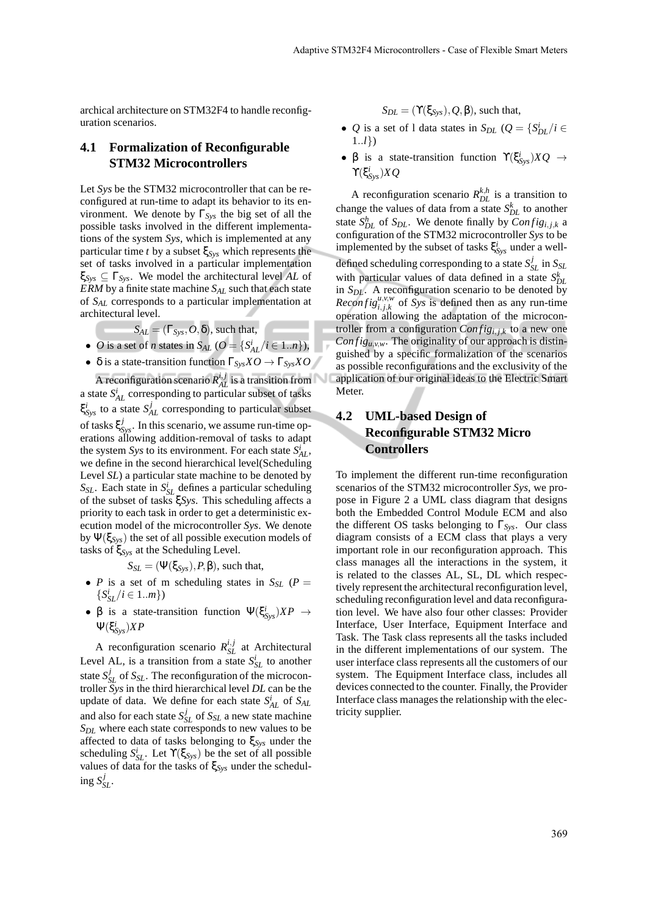archical architecture on STM32F4 to handle reconfiguration scenarios.

### 4.1 Formalization of Reconfigurable STM32 Microcontrollers

Let *Sys* be the STM32 microcontroller that can be reconfigured at run-time to adapt its behavior to its environment. We denote by $\Gamma_{Sys}$ the big set of all the possible tasks involved in the different implementations of the system *Sys*, which is implemented at any particular time *t* by a subset $\xi_{Sys}$ which represents the set of tasks involved in a particular implementation $\xi_{Sys} \subseteq \Gamma_{Sys}$. We model the architectural level *AL* of *ERM* by a finite state machine $S_{AL}$ such that each state of $S_{AL}$ corresponds to a particular implementation at architectural level.

$$S_{AL} = (\Gamma_{Sys}, O, \delta), \text{ such that,}$$

- $O$ is a set of $n$ states in $S_{AL}$ ($O = \{S^i_{AL} / i \in 1..n\}$),
- $\delta$ is a state-transition function $\Gamma_{Sys} X O \rightarrow \Gamma_{Sys} X O$

A reconfiguration scenario $R^{i,j}_{AL}$ is a transition from a state $S^i_{AL}$ corresponding to particular subset of tasks $\xi^i_{Sys}$ to a state $S^j_{AL}$ corresponding to particular subset of tasks $\xi^j_{Sys}$. In this scenario, we assume run-time operations allowing addition-removal of tasks to adapt the system *Sys* to its environment. For each state $S^i_{AL}$, we define in the second hierarchical level(Scheduling Level *SL*) a particular state machine to be denoted by $S_{SL}$. Each state in $S^i_{SL}$ defines a particular scheduling of the subset of tasks $\xi Sys$. This scheduling affects a priority to each task in order to get a deterministic execution model of the microcontroller *Sys*. We denote by $\Psi(\xi_{Sys})$ the set of all possible execution models of tasks of $\xi_{Sys}$ at the Scheduling Level.

$$S_{SL} = (\Psi(\xi_{Sys}), P, \beta), \text{ such that,}$$

- $P$ is a set of m scheduling states in $S_{SL}$ ($P = \{S^i_{SL} / i \in 1..m\}$)
- $\beta$ is a state-transition function $\Psi(\xi^i_{Sys}) X P \rightarrow \Psi(\xi^i_{Sys}) X P$

A reconfiguration scenario $R^{i,j}_{SL}$ at Architectural Level AL, is a transition from a state $S^i_{SL}$ to another state $S^j_{SL}$ of $S_{SL}$. The reconfiguration of the microcontroller *Sys* in the third hierarchical level *DL* can be the update of data. We define for each state $S^i_{AL}$ of $S_{AL}$ and also for each state $S^j_{SL}$ of $S_{SL}$ a new state machine $S_{DL}$ where each state corresponds to new values to be affected to data of tasks belonging to $\xi_{Sys}$ under the scheduling $S^i_{SL}$. Let $\Upsilon(\xi_{Sys})$ be the set of all possible values of data for the tasks of $\xi_{Sys}$ under the scheduling $S^j_{SL}$.

$$S_{DL} = (\Upsilon(\xi_{Sys}), Q, \beta), \text{ such that,}$$

- $Q$ is a set of l data states in $S_{DL}$ ($Q = \{S^i_{DL} / i \in 1..l\}$)
- $\beta$ is a state-transition function $\Upsilon(\xi^i_{Sys}) X Q \rightarrow \Upsilon(\xi^i_{Sys}) X Q$

A reconfiguration scenario $R^{k,h}_{DL}$ is a transition to change the values of data from a state $S^k_{DL}$ to another state $S^h_{DL}$ of $S_{DL}$. We denote finally by $Config_{i,j,k}$ a configuration of the STM32 microcontroller *Sys* to be implemented by the subset of tasks $\xi^i_{Sys}$ under a well-defined scheduling corresponding to a state $S^j_{SL}$ in $S_{SL}$ with particular values of data defined in a state $S^k_{DL}$ in $S_{DL}$. A reconfiguration scenario to be denoted by $Reconfig^{u,v,w}_{i,j,k}$ of *Sys* is defined then as any run-time operation allowing the adaptation of the microcontroller from a configuration $Config_{i,j,k}$ to a new one $Config_{u,v,w}$. The originality of our approach is distinguished by a specific formalization of the scenarios as possible reconfigurations and the exclusivity of the application of our original ideas to the Electric Smart Meter.

### 4.2 UML-based Design of Reconfigurable STM32 Micro Controllers

To implement the different run-time reconfiguration scenarios of the STM32 microcontroller *Sys*, we propose in Figure 2 a UML class diagram that designs both the Embedded Control Module ECM and also the different OS tasks belonging to $\Gamma_{Sys}$. Our class diagram consists of a ECM class that plays a very important role in our reconfiguration approach. This class manages all the interactions in the system, it is related to the classes AL, SL, DL which respectively represent the architectural reconfiguration level, scheduling reconfiguration level and data reconfiguration level. We have also four other classes: Provider Interface, User Interface, Equipment Interface and Task. The Task class represents all the tasks included in the different implementations of our system. The user interface class represents all the customers of our system. The Equipment Interface class, includes all devices connected to the counter. Finally, the Provider Interface class manages the relationship with the electricity supplier.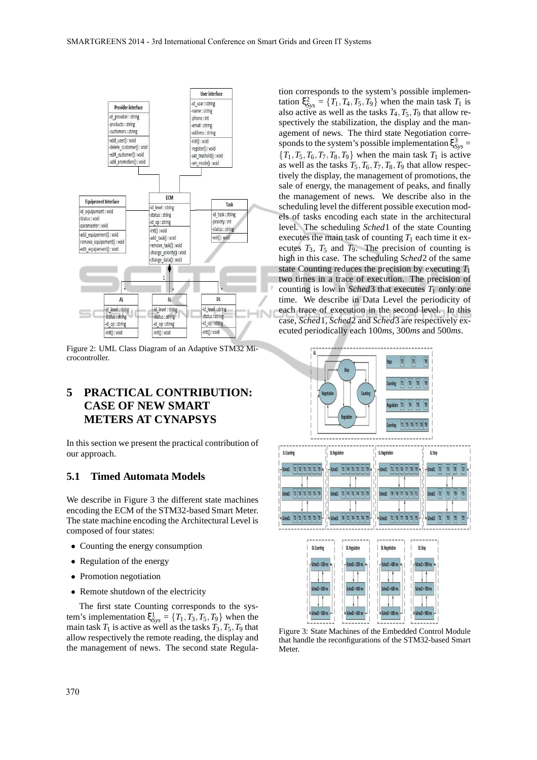Figure 2: UML Class Diagram of an Adaptive STM32 Microcontroller.

## 5 PRACTICAL CONTRIBUTION: CASE OF NEW SMART METERS AT CYNAPSYS

In this section we present the practical contribution of our approach.

### 5.1 Timed Automata Models

We describe in Figure 3 the different state machines encoding the ECM of the STM32-based Smart Meter. The state machine encoding the Architectural Level is composed of four states:

- Counting the energy consumption
- Regulation of the energy
- Promotion negotiation
- Remote shutdown of the electricity

The first state Counting corresponds to the system's implementation $\xi^1_{Sys} = \{T_1, T_3, T_5, T_9\}$ when the main task $T_1$ is active as well as the tasks $T_3, T_5, T_9$ that allow respectively the remote reading, the display and the management of news. The second state Regulation corresponds to the system's possible implementation $\xi^2_{Sys} = \{T_1, T_4, T_5, T_9\}$ when the main task $T_1$ is also active as well as the tasks $T_4, T_5, T_9$ that allow respectively the stabilization, the display and the management of news. The third state Negotiation corresponds to the system's possible implementation $\xi^3_{Sys} = \{T_1, T_5, T_6, T_7, T_8, T_9\}$ when the main task $T_1$ is active as well as the tasks $T_5, T_6, T_7, T_8, T_9$ that allow respectively the display, the management of promotions, the sale of energy, the management of peaks, and finally the management of news. We describe also in the scheduling level the different possible execution models of tasks encoding each state in the architectural level. The scheduling *Sched*1 of the state Counting executes the main task of counting $T_1$ each time it executes $T_3$, $T_5$ and $T_9$. The precision of counting is high in this case. The scheduling *Sched*2 of the same state Counting reduces the precision by executing $T_1$ two times in a trace of execution. The precision of counting is low in *Sched*3 that executes $T_1$ only one time. We describe in Data Level the periodicity of each trace of execution in the second level. In this case, *Sched*1, *Sched*2 and *Sched*3 are respectively executed periodically each 100*ms*, 300*ms* and 500*ms*.

Figure 3: State Machines of the Embedded Control Module that handle the reconfigurations of the STM32-based Smart Meter.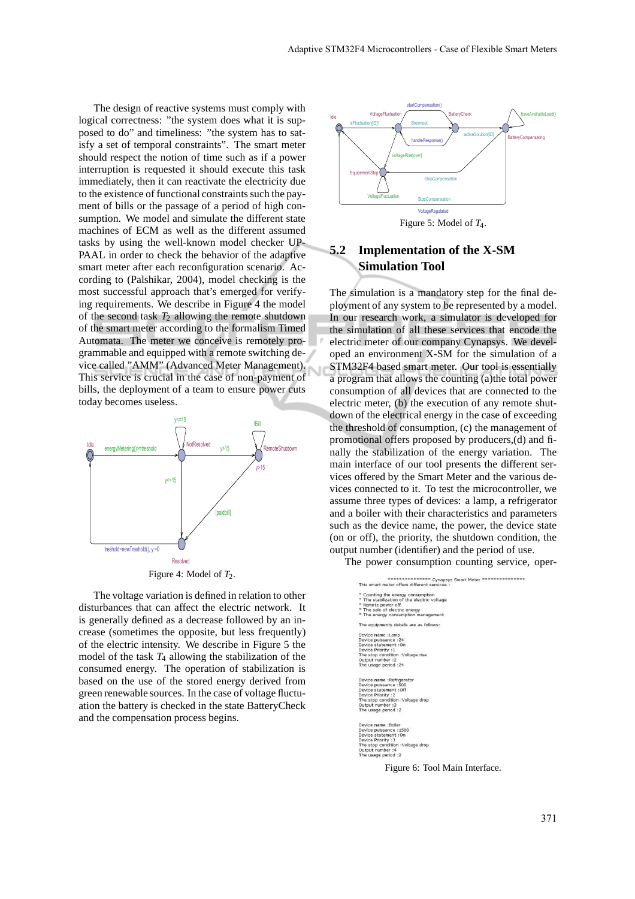The design of reactive systems must comply with logical correctness: "the system does what it is supposed to do" and timeliness: "the system has to satisfy a set of temporal constraints". The smart meter should respect the notion of time such as if a power interruption is requested it should execute this task immediately, then it can reactivate the electricity due to the existence of functional constraints such the payment of bills or the passage of a period of high consumption. We model and simulate the different state machines of ECM as well as the different assumed tasks by using the well-known model checker UPPAAL in order to check the behavior of the adaptive smart meter after each reconfiguration scenario. According to (Palshikar, 2004), model checking is the most successful approach that's emerged for verifying requirements. We describe in Figure 4 the model of the second task $T_2$ allowing the remote shutdown of the smart meter according to the formalism Timed Automata. The meter we conceive is remotely programmable and equipped with a remote switching device called "AMM" (Advanced Meter Management). This service is crucial in the case of non-payment of bills, the deployment of a team to ensure power cuts today becomes useless.

Figure 4: Model of $T_2$.

The voltage variation is defined in relation to other disturbances that can affect the electric network. It is generally defined as a decrease followed by an increase (sometimes the opposite, but less frequently) of the electric intensity. We describe in Figure 5 the model of the task $T_4$ allowing the stabilization of the consumed energy. The operation of stabilization is based on the use of the stored energy derived from green renewable sources. In the case of voltage fluctuation the battery is checked in the state BatteryCheck and the compensation process begins.

Figure 5: Model of $T_4$.

## 5.2 Implementation of the X-SM Simulation Tool

The simulation is a mandatory step for the final deployment of any system to be represented by a model. In our research work, a simulator is developed for the simulation of all these services that encode the electric meter of our company Cynapsys. We developed an environment X-SM for the simulation of a STM32F4 based smart meter. Our tool is essentially a program that allows the counting (a)the total power consumption of all devices that are connected to the electric meter, (b) the execution of any remote shutdown of the electrical energy in the case of exceeding the threshold of consumption, (c) the management of promotional offers proposed by producers,(d) and finally the stabilization of the energy variation. The main interface of our tool presents the different services offered by the Smart Meter and the various devices connected to it. To test the microcontroller, we assume three types of devices: a lamp, a refrigerator and a boiler with their characteristics and parameters such as the device name, the power, the device state (on or off), the priority, the shutdown condition, the output number (identifier) and the period of use.

The power consumption counting service, oper-

```
*************** Cynapsys Smart Meter ***************
This smart meter offers different services :

* Counting the energy consumption
* The stabilization of the electric voltage
* Remote power off
* The sale of electric energy
* The energy consumption management

The equipments details are as follows:

Device name :Lamp
Device puissance :24
Device statement :On
Device Priority :1
The stop condition :Voltage rise
Output number :2
The usage period :24

Device name :Refrigerator
Device puissance :500
Device statement :Off
Device Priority :2
The stop condition :Voltage drop
Output number :3
The usage period :2

Device name :Boiler
Device puissance :1500
Device statement :On
Device Priority :3
The stop condition :Voltage drop
Output number :4
The usage period :2
```

Figure 6: Tool Main Interface.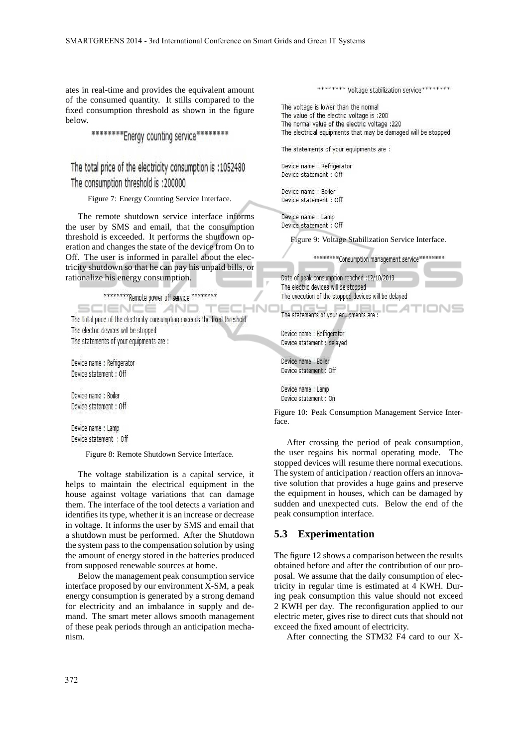ates in real-time and provides the equivalent amount of the consumed quantity. It stills compared to the fixed consumption threshold as shown in the figure below.

```
********Energy counting service********

The total price of the electricity consumption is :1052480
The consumption threshold is :200000
```

Figure 7: Energy Counting Service Interface.

The remote shutdown service interface informs the user by SMS and email, that the consumption threshold is exceeded. It performs the shutdown operation and changes the state of the device from On to Off. The user is informed in parallel about the electricity shutdown so that he can pay his unpaid bills, or rationalize his energy consumption.

```
********Remote power off service ********

The total price of the electricity consumption exceeds the fixed threshold
The electric devices will be stopped
The statements of your equipments are :

Device name : Refrigerator
Device statement : Off

Device name : Boiler
Device statement : Off

Device name : Lamp
Device statement : Off
```

Figure 8: Remote Shutdown Service Interface.

The voltage stabilization is a capital service, it helps to maintain the electrical equipment in the house against voltage variations that can damage them. The interface of the tool detects a variation and identifies its type, whether it is an increase or decrease in voltage. It informs the user by SMS and email that a shutdown must be performed. After the Shutdown the system pass to the compensation solution by using the amount of energy stored in the batteries produced from supposed renewable sources at home.

Below the management peak consumption service interface proposed by our environment X-SM, a peak energy consumption is generated by a strong demand for electricity and an imbalance in supply and demand. The smart meter allows smooth management of these peak periods through an anticipation mechanism.

```
******** Voltage stabilization service********

The voltage is lower than the normal
The value of the electric voltage is :200
The normal value of the electric voltage :220
The electrical equipments that may be damaged will be stopped

The statements of your equipments are :

Device name : Refrigerator
Device statement : Off

Device name : Boiler
Device statement : Off

Device name : Lamp
Device statement : Off
```

Figure 9: Voltage Stabilization Service Interface.

```
********Consumption management service********

Date of peak consumption reached :12/10/2013
The electric devices will be stopped
The execution of the stopped devices will be delayed

The statements of your equipments are :

Device name : Refrigerator
Device statement : delayed

Device name : Boiler
Device statement : Off

Device name : Lamp
Device statement : On
```

Figure 10: Peak Consumption Management Service Interface.

After crossing the period of peak consumption, the user regains his normal operating mode. The stopped devices will resume there normal executions. The system of anticipation / reaction offers an innovative solution that provides a huge gains and preserve the equipment in houses, which can be damaged by sudden and unexpected cuts. Below the end of the peak consumption interface.

### 5.3 Experimentation

The figure 12 shows a comparison between the results obtained before and after the contribution of our proposal. We assume that the daily consumption of electricity in regular time is estimated at 4 KWH. During peak consumption this value should not exceed 2 KWH per day. The reconfiguration applied to our electric meter, gives rise to direct cuts that should not exceed the fixed amount of electricity.

After connecting the STM32 F4 card to our X-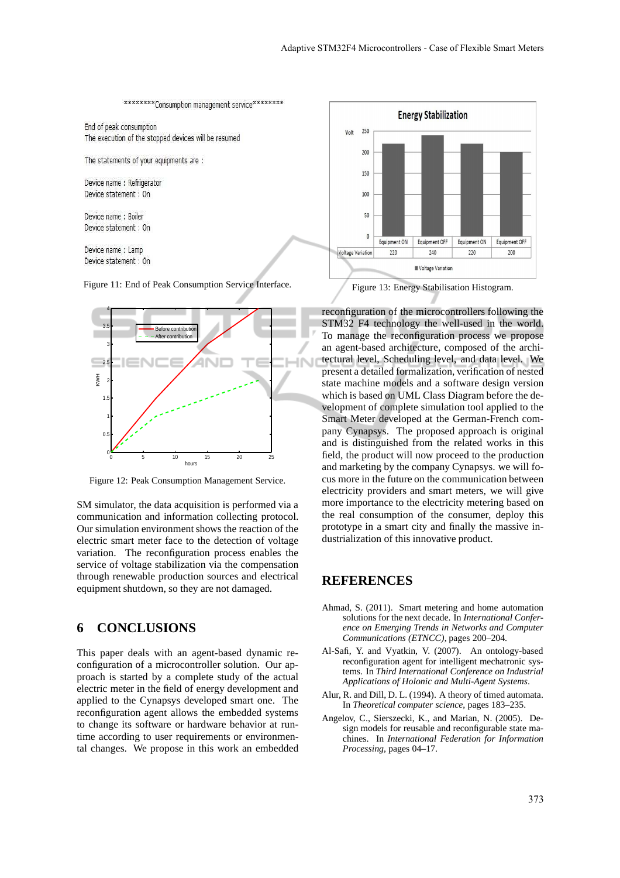```
********Consumption management service********

End of peak consumption
The execution of the stopped devices will be resumed

The statements of your equipments are :

Device name : Refrigerator
Device statement : On

Device name : Boiler
Device statement : On

Device name : Lamp
Device statement : On
```

Figure 11: End of Peak Consumption Service Interface.

Figure 12: Peak Consumption Management Service.

**Energy Stabilization**

| | Equipment ON | Equipment OFF | Equipment ON | Equipment OFF |
|---|---|---|---|---|
| Voltage Variation | 220 | 240 | 220 | 200 |

Figure 13: Energy Stabilisation Histogram.

SM simulator, the data acquisition is performed via a communication and information collecting protocol. Our simulation environment shows the reaction of the electric smart meter face to the detection of voltage variation. The reconfiguration process enables the service of voltage stabilization via the compensation through renewable production sources and electrical equipment shutdown, so they are not damaged.

## 6 CONCLUSIONS

This paper deals with an agent-based dynamic reconfiguration of a microcontroller solution. Our approach is started by a complete study of the actual electric meter in the field of energy development and applied to the Cynapsys developed smart one. The reconfiguration agent allows the embedded systems to change its software or hardware behavior at run-time according to user requirements or environmental changes. We propose in this work an embedded reconfiguration of the microcontrollers following the STM32 F4 technology the well-used in the world. To manage the reconfiguration process we propose an agent-based architecture, composed of the architectural level, Scheduling level, and data level. We present a detailed formalization, verification of nested state machine models and a software design version which is based on UML Class Diagram before the development of complete simulation tool applied to the Smart Meter developed at the German-French company Cynapsys. The proposed approach is original and is distinguished from the related works in this field, the product will now proceed to the production and marketing by the company Cynapsys. we will focus more in the future on the communication between electricity providers and smart meters, we will give more importance to the electricity metering based on the real consumption of the consumer, deploy this prototype in a smart city and finally the massive industrialization of this innovative product.

## REFERENCES

Ahmad, S. (2011). Smart metering and home automation solutions for the next decade. In *International Conference on Emerging Trends in Networks and Computer Communications (ETNCC)*, pages 200–204.

Al-Safi, Y. and Vyatkin, V. (2007). An ontology-based reconfiguration agent for intelligent mechatronic systems. In *Third International Conference on Industrial Applications of Holonic and Multi-Agent Systems*.

Alur, R. and Dill, D. L. (1994). A theory of timed automata. In *Theoretical computer science*, pages 183–235.

Angelov, C., Sierszecki, K., and Marian, N. (2005). Design models for reusable and reconfigurable state machines. In *International Federation for Information Processing*, pages 04–17.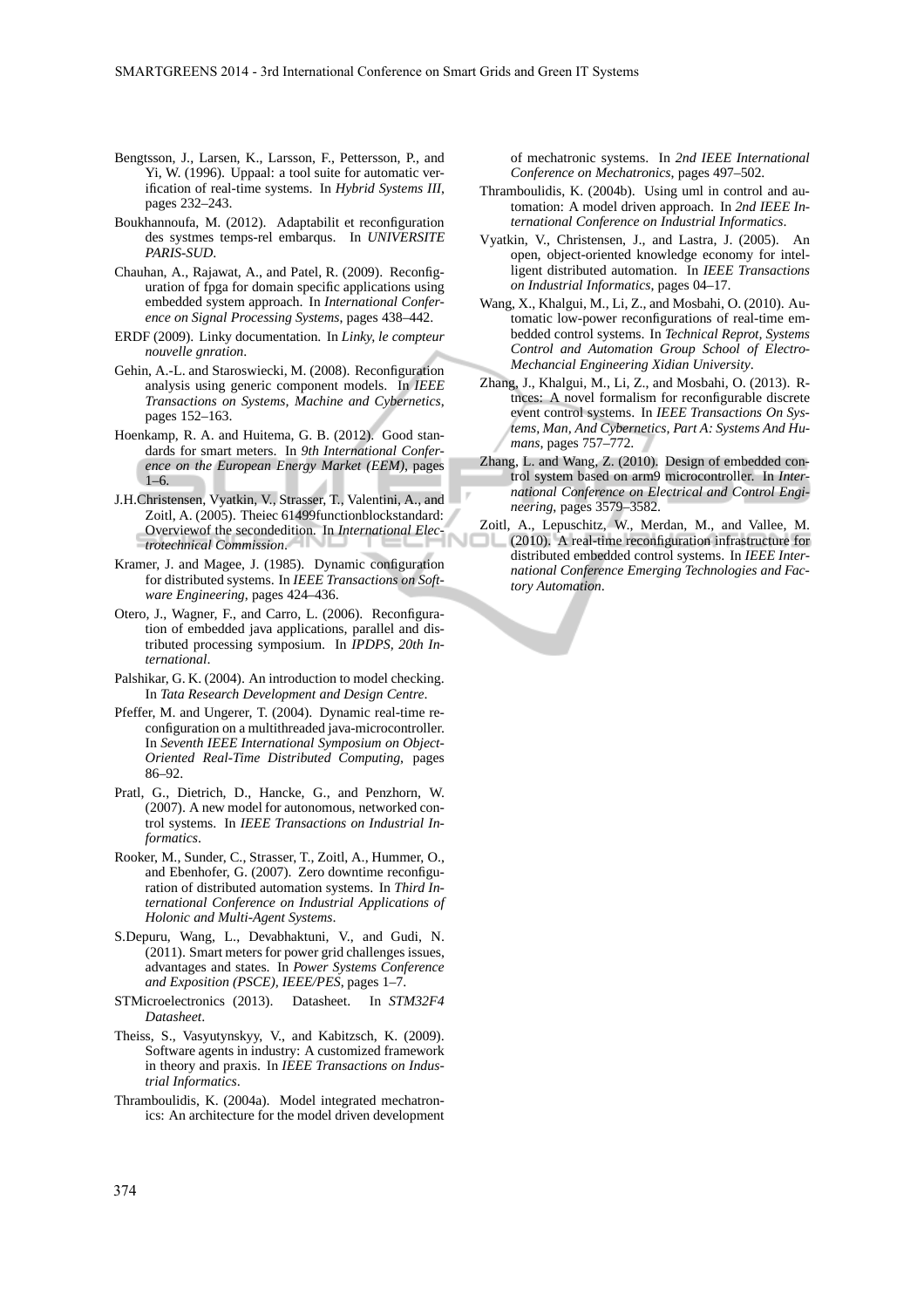Bengtsson, J., Larsen, K., Larsson, F., Pettersson, P., and Yi, W. (1996). Uppaal: a tool suite for automatic verification of real-time systems. In *Hybrid Systems III*, pages 232–243.

Boukhannoufa, M. (2012). Adaptabilit et reconfiguration des systmes temps-rel embarqus. In *UNIVERSITE PARIS-SUD*.

Chauhan, A., Rajawat, A., and Patel, R. (2009). Reconfiguration of fpga for domain specific applications using embedded system approach. In *International Conference on Signal Processing Systems*, pages 438–442.

ERDF (2009). Linky documentation. In *Linky, le compteur nouvelle gnration*.

Gehin, A.-L. and Staroswiecki, M. (2008). Reconfiguration analysis using generic component models. In *IEEE Transactions on Systems, Machine and Cybernetics*, pages 152–163.

Hoenkamp, R. A. and Huitema, G. B. (2012). Good standards for smart meters. In *9th International Conference on the European Energy Market (EEM)*, pages 1–6.

J.H.Christensen, Vyatkin, V., Strasser, T., Valentini, A., and Zoitl, A. (2005). Theiec 61499functionblockstandard: Overviewof the secondedition. In *International Electrotechnical Commission*.

Kramer, J. and Magee, J. (1985). Dynamic configuration for distributed systems. In *IEEE Transactions on Software Engineering*, pages 424–436.

Otero, J., Wagner, F., and Carro, L. (2006). Reconfiguration of embedded java applications, parallel and distributed processing symposium. In *IPDPS, 20th International*.

Palshikar, G. K. (2004). An introduction to model checking. In *Tata Research Development and Design Centre*.

Pfeffer, M. and Ungerer, T. (2004). Dynamic real-time reconfiguration on a multithreaded java-microcontroller. In *Seventh IEEE International Symposium on Object-Oriented Real-Time Distributed Computing*, pages 86–92.

Pratl, G., Dietrich, D., Hancke, G., and Penzhorn, W. (2007). A new model for autonomous, networked control systems. In *IEEE Transactions on Industrial Informatics*.

Rooker, M., Sunder, C., Strasser, T., Zoitl, A., Hummer, O., and Ebenhofer, G. (2007). Zero downtime reconfiguration of distributed automation systems. In *Third International Conference on Industrial Applications of Holonic and Multi-Agent Systems*.

S.Depuru, Wang, L., Devabhaktuni, V., and Gudi, N. (2011). Smart meters for power grid challenges issues, advantages and states. In *Power Systems Conference and Exposition (PSCE), IEEE/PES*, pages 1–7.

STMicroelectronics (2013). Datasheet. In *STM32F4 Datasheet*.

Theiss, S., Vasyutynskyy, V., and Kabitzsch, K. (2009). Software agents in industry: A customized framework in theory and praxis. In *IEEE Transactions on Industrial Informatics*.

Thramboulidis, K. (2004a). Model integrated mechatronics: An architecture for the model driven development of mechatronic systems. In *2nd IEEE International Conference on Mechatronics*, pages 497–502.

Thramboulidis, K. (2004b). Using uml in control and automation: A model driven approach. In *2nd IEEE International Conference on Industrial Informatics*.

Vyatkin, V., Christensen, J., and Lastra, J. (2005). An open, object-oriented knowledge economy for intelligent distributed automation. In *IEEE Transactions on Industrial Informatics*, pages 04–17.

Wang, X., Khalgui, M., Li, Z., and Mosbahi, O. (2010). Automatic low-power reconfigurations of real-time embedded control systems. In *Technical Reprot, Systems Control and Automation Group School of Electro-Mechancial Engineering Xidian University*.

Zhang, J., Khalgui, M., Li, Z., and Mosbahi, O. (2013). R-tnces: A novel formalism for reconfigurable discrete event control systems. In *IEEE Transactions On Systems, Man, And Cybernetics, Part A: Systems And Humans*, pages 757–772.

Zhang, L. and Wang, Z. (2010). Design of embedded control system based on arm9 microcontroller. In *International Conference on Electrical and Control Engineering*, pages 3579–3582.

Zoitl, A., Lepuschitz, W., Merdan, M., and Vallee, M. (2010). A real-time reconfiguration infrastructure for distributed embedded control systems. In *IEEE International Conference Emerging Technologies and Factory Automation*.